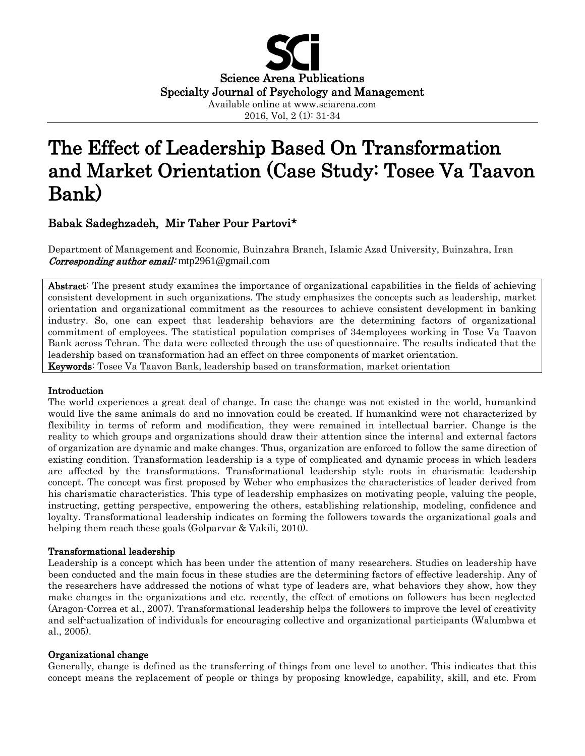Science Arena Publications
Specialty Journal of Psychology and Management
Available online at www.sciarena.com
2016, Vol, 2 (1): 31-34

# The Effect of Leadership Based On Transformation and Market Orientation (Case Study: Tosee Va Taavon Bank)

**Babak Sadeghzadeh, Mir Taher Pour Partovi***

Department of Management and Economic, Buinzahra Branch, Islamic Azad University, Buinzahra, Iran
*Corresponding author email:* mtp2961@gmail.com

**Abstract**: The present study examines the importance of organizational capabilities in the fields of achieving consistent development in such organizations. The study emphasizes the concepts such as leadership, market orientation and organizational commitment as the resources to achieve consistent development in banking industry. So, one can expect that leadership behaviors are the determining factors of organizational commitment of employees. The statistical population comprises of 34employees working in Tose Va Taavon Bank across Tehran. The data were collected through the use of questionnaire. The results indicated that the leadership based on transformation had an effect on three components of market orientation.
**Keywords**: Tosee Va Taavon Bank, leadership based on transformation, market orientation

## Introduction

The world experiences a great deal of change. In case the change was not existed in the world, humankind would live the same animals do and no innovation could be created. If humankind were not characterized by flexibility in terms of reform and modification, they were remained in intellectual barrier. Change is the reality to which groups and organizations should draw their attention since the internal and external factors of organization are dynamic and make changes. Thus, organization are enforced to follow the same direction of existing condition. Transformation leadership is a type of complicated and dynamic process in which leaders are affected by the transformations. Transformational leadership style roots in charismatic leadership concept. The concept was first proposed by Weber who emphasizes the characteristics of leader derived from his charismatic characteristics. This type of leadership emphasizes on motivating people, valuing the people, instructing, getting perspective, empowering the others, establishing relationship, modeling, confidence and loyalty. Transformational leadership indicates on forming the followers towards the organizational goals and helping them reach these goals (Golparvar & Vakili, 2010).

## Transformational leadership

Leadership is a concept which has been under the attention of many researchers. Studies on leadership have been conducted and the main focus in these studies are the determining factors of effective leadership. Any of the researchers have addressed the notions of what type of leaders are, what behaviors they show, how they make changes in the organizations and etc. recently, the effect of emotions on followers has been neglected (Aragon-Correa et al., 2007). Transformational leadership helps the followers to improve the level of creativity and self-actualization of individuals for encouraging collective and organizational participants (Walumbwa et al., 2005).

## Organizational change

Generally, change is defined as the transferring of things from one level to another. This indicates that this concept means the replacement of people or things by proposing knowledge, capability, skill, and etc. From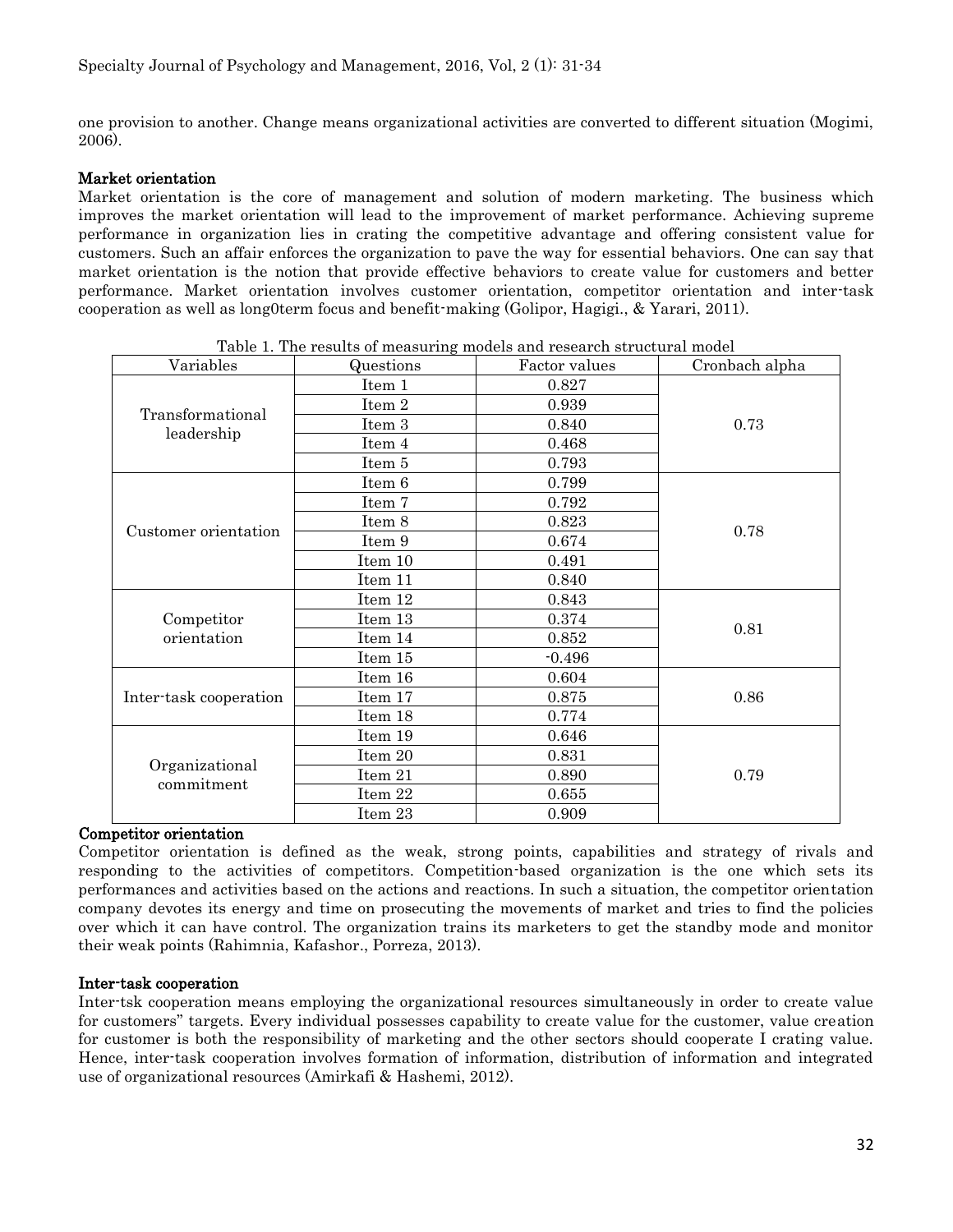one provision to another. Change means organizational activities are converted to different situation (Mogimi, 2006).

### Market orientation

Market orientation is the core of management and solution of modern marketing. The business which improves the market orientation will lead to the improvement of market performance. Achieving supreme performance in organization lies in crating the competitive advantage and offering consistent value for customers. Such an affair enforces the organization to pave the way for essential behaviors. One can say that market orientation is the notion that provide effective behaviors to create value for customers and better performance. Market orientation involves customer orientation, competitor orientation and inter-task cooperation as well as long0term focus and benefit-making (Golipor, Hagigi., & Yarari, 2011).

Table 1. The results of measuring models and research structural model

| Variables | Questions | Factor values | Cronbach alpha |
|---|---|---|---|
| Transformational leadership | Item 1 | 0.827 | 0.73 |
| | Item 2 | 0.939 | |
| | Item 3 | 0.840 | |
| | Item 4 | 0.468 | |
| | Item 5 | 0.793 | |
| Customer orientation | Item 6 | 0.799 | 0.78 |
| | Item 7 | 0.792 | |
| | Item 8 | 0.823 | |
| | Item 9 | 0.674 | |
| | Item 10 | 0.491 | |
| | Item 11 | 0.840 | |
| Competitor orientation | Item 12 | 0.843 | 0.81 |
| | Item 13 | 0.374 | |
| | Item 14 | 0.852 | |
| | Item 15 | -0.496 | |
| Inter-task cooperation | Item 16 | 0.604 | 0.86 |
| | Item 17 | 0.875 | |
| | Item 18 | 0.774 | |
| Organizational commitment | Item 19 | 0.646 | 0.79 |
| | Item 20 | 0.831 | |
| | Item 21 | 0.890 | |
| | Item 22 | 0.655 | |
| | Item 23 | 0.909 | |

### Competitor orientation

Competitor orientation is defined as the weak, strong points, capabilities and strategy of rivals and responding to the activities of competitors. Competition-based organization is the one which sets its performances and activities based on the actions and reactions. In such a situation, the competitor orientation company devotes its energy and time on prosecuting the movements of market and tries to find the policies over which it can have control. The organization trains its marketers to get the standby mode and monitor their weak points (Rahimnia, Kafashor., Porreza, 2013).

### Inter-task cooperation

Inter-tsk cooperation means employing the organizational resources simultaneously in order to create value for customers" targets. Every individual possesses capability to create value for the customer, value creation for customer is both the responsibility of marketing and the other sectors should cooperate I crating value. Hence, inter-task cooperation involves formation of information, distribution of information and integrated use of organizational resources (Amirkafi & Hashemi, 2012).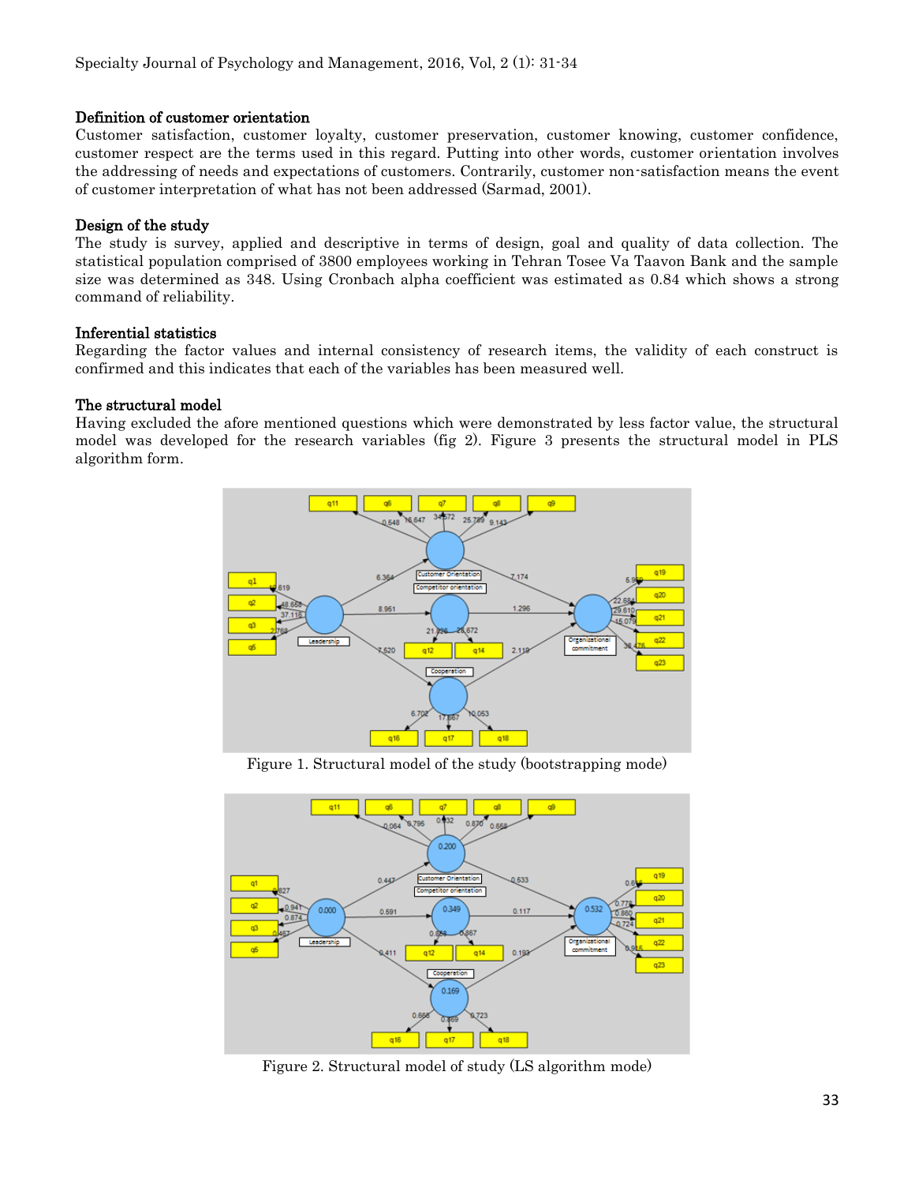### Definition of customer orientation

Customer satisfaction, customer loyalty, customer preservation, customer knowing, customer confidence, customer respect are the terms used in this regard. Putting into other words, customer orientation involves the addressing of needs and expectations of customers. Contrarily, customer non-satisfaction means the event of customer interpretation of what has not been addressed (Sarmad, 2001).

### Design of the study

The study is survey, applied and descriptive in terms of design, goal and quality of data collection. The statistical population comprised of 3800 employees working in Tehran Tosee Va Taavon Bank and the sample size was determined as 348. Using Cronbach alpha coefficient was estimated as 0.84 which shows a strong command of reliability.

### Inferential statistics

Regarding the factor values and internal consistency of research items, the validity of each construct is confirmed and this indicates that each of the variables has been measured well.

### The structural model

Having excluded the afore mentioned questions which were demonstrated by less factor value, the structural model was developed for the research variables (fig 2). Figure 3 presents the structural model in PLS algorithm form.

Figure 1. Structural model of the study (bootstrapping mode)

Figure 2. Structural model of study (LS algorithm mode)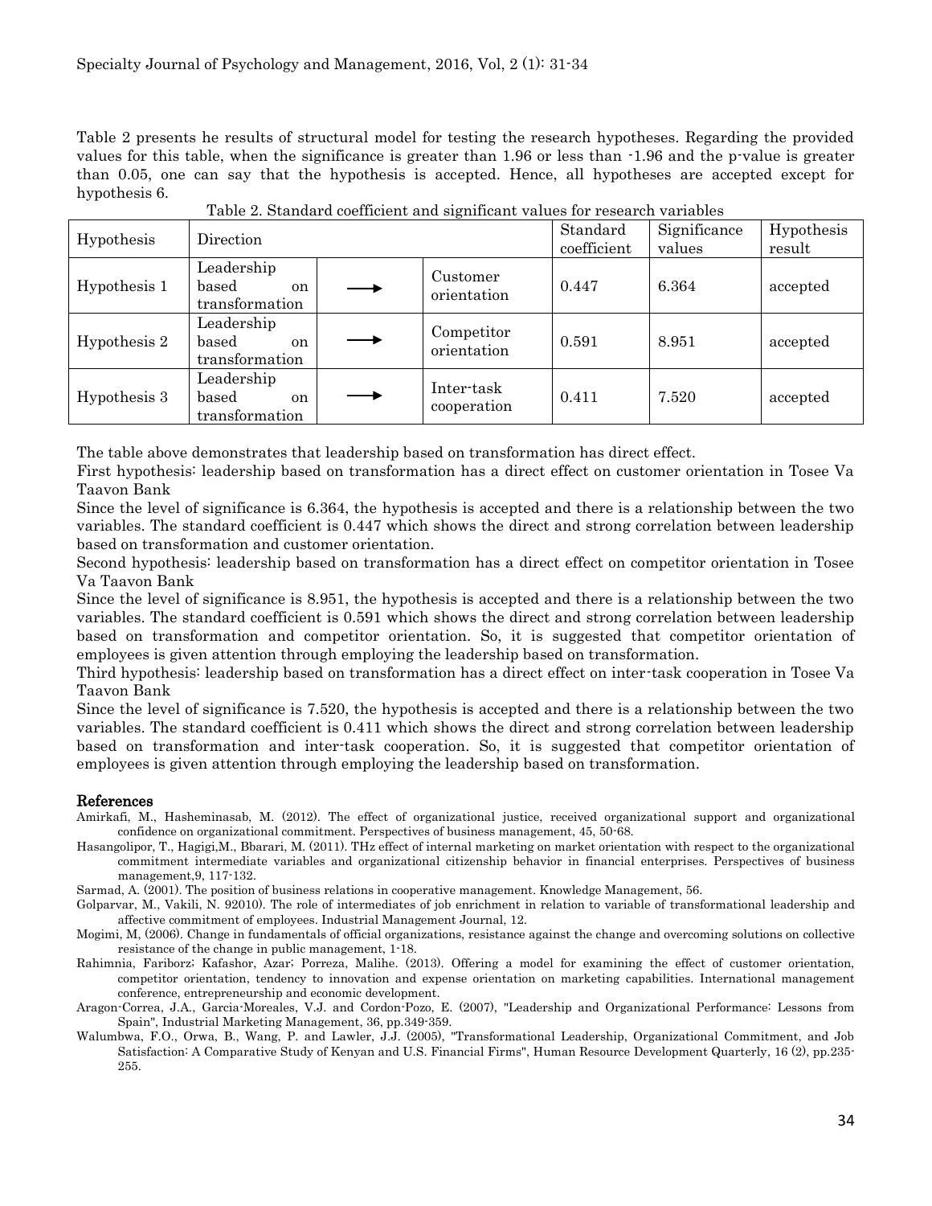Table 2 presents he results of structural model for testing the research hypotheses. Regarding the provided values for this table, when the significance is greater than 1.96 or less than -1.96 and the p-value is greater than 0.05, one can say that the hypothesis is accepted. Hence, all hypotheses are accepted except for hypothesis 6.

Table 2. Standard coefficient and significant values for research variables

| Hypothesis | Direction | | | Standard coefficient | Significance values | Hypothesis result |
|---|---|---|---|---|---|---|
| Hypothesis 1 | Leadership based on transformation | → | Customer orientation | 0.447 | 6.364 | accepted |
| Hypothesis 2 | Leadership based on transformation | → | Competitor orientation | 0.591 | 8.951 | accepted |
| Hypothesis 3 | Leadership based on transformation | → | Inter-task cooperation | 0.411 | 7.520 | accepted |

The table above demonstrates that leadership based on transformation has direct effect.

First hypothesis: leadership based on transformation has a direct effect on customer orientation in Tosee Va Taavon Bank

Since the level of significance is 6.364, the hypothesis is accepted and there is a relationship between the two variables. The standard coefficient is 0.447 which shows the direct and strong correlation between leadership based on transformation and customer orientation.

Second hypothesis: leadership based on transformation has a direct effect on competitor orientation in Tosee Va Taavon Bank

Since the level of significance is 8.951, the hypothesis is accepted and there is a relationship between the two variables. The standard coefficient is 0.591 which shows the direct and strong correlation between leadership based on transformation and competitor orientation. So, it is suggested that competitor orientation of employees is given attention through employing the leadership based on transformation.

Third hypothesis: leadership based on transformation has a direct effect on inter-task cooperation in Tosee Va Taavon Bank

Since the level of significance is 7.520, the hypothesis is accepted and there is a relationship between the two variables. The standard coefficient is 0.411 which shows the direct and strong correlation between leadership based on transformation and inter-task cooperation. So, it is suggested that competitor orientation of employees is given attention through employing the leadership based on transformation.

## References

Amirkafi, M., Hasheminasab, M. (2012). The effect of organizational justice, received organizational support and organizational confidence on organizational commitment. Perspectives of business management, 45, 50-68.

Hasangolipor, T., Hagigi,M., Bbarari, M. (2011). THz effect of internal marketing on market orientation with respect to the organizational commitment intermediate variables and organizational citizenship behavior in financial enterprises. Perspectives of business management,9, 117-132.

Sarmad, A. (2001). The position of business relations in cooperative management. Knowledge Management, 56.

Golparvar, M., Vakili, N. 92010). The role of intermediates of job enrichment in relation to variable of transformational leadership and affective commitment of employees. Industrial Management Journal, 12.

Mogimi, M, (2006). Change in fundamentals of official organizations, resistance against the change and overcoming solutions on collective resistance of the change in public management, 1-18.

Rahimnia, Fariborz; Kafashor, Azar; Porreza, Malihe. (2013). Offering a model for examining the effect of customer orientation, competitor orientation, tendency to innovation and expense orientation on marketing capabilities. International management conference, entrepreneurship and economic development.

Aragon-Correa, J.A., Garcia-Moreales, V.J. and Cordon-Pozo, E. (2007), "Leadership and Organizational Performance: Lessons from Spain", Industrial Marketing Management, 36, pp.349-359.

Walumbwa, F.O., Orwa, B., Wang, P. and Lawler, J.J. (2005), "Transformational Leadership, Organizational Commitment, and Job Satisfaction: A Comparative Study of Kenyan and U.S. Financial Firms", Human Resource Development Quarterly, 16 (2), pp.235-255.